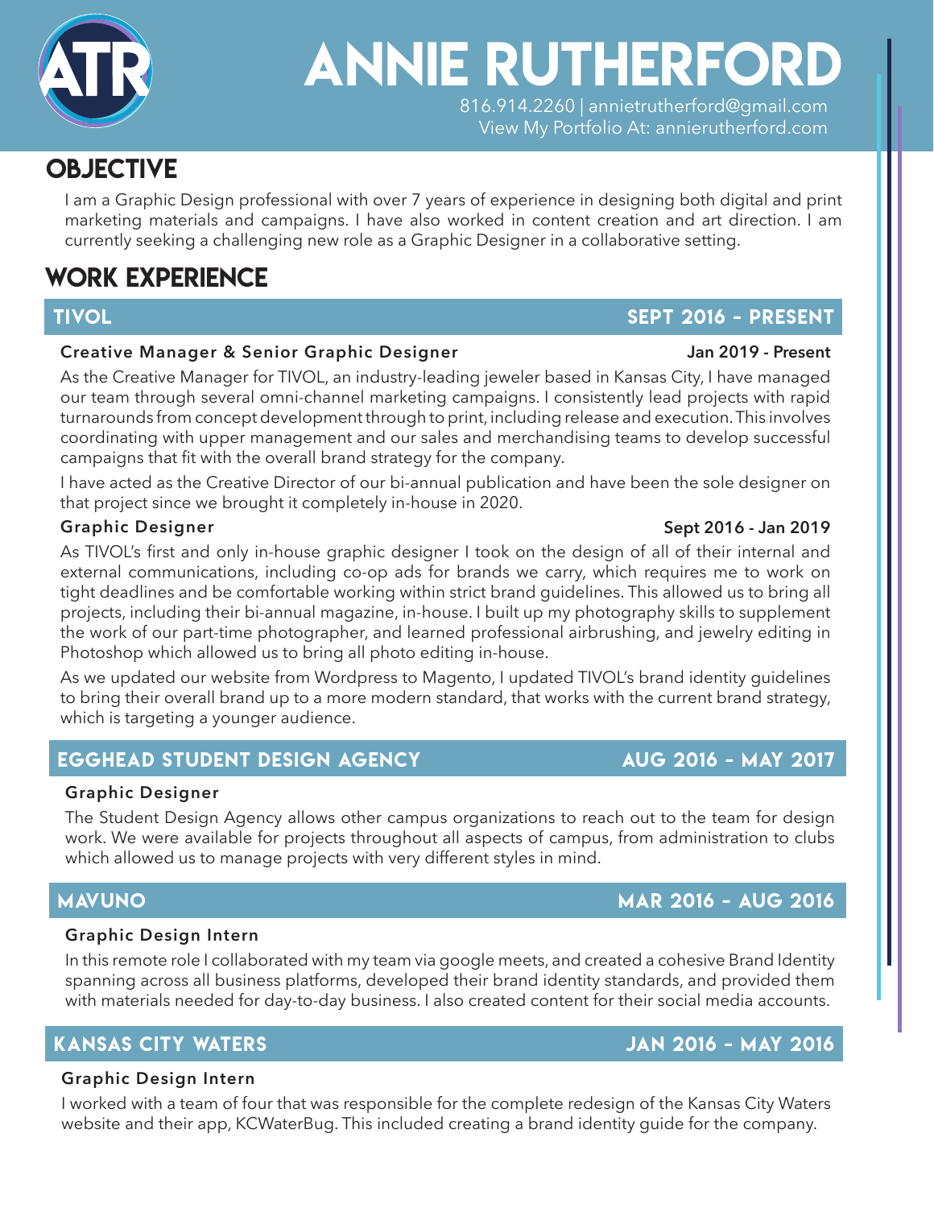# ANNIE RUTHERFORD

816.914.2260 | annietrutherford@gmail.com
View My Portfolio At: annierutherford.com

## OBJECTIVE

I am a Graphic Design professional with over 7 years of experience in designing both digital and print marketing materials and campaigns. I have also worked in content creation and art direction. I am currently seeking a challenging new role as a Graphic Designer in a collaborative setting.

## WORK EXPERIENCE

### TIVOL — SEPT 2016 - PRESENT

**Creative Manager & Senior Graphic Designer** — **Jan 2019 - Present**

As the Creative Manager for TIVOL, an industry-leading jeweler based in Kansas City, I have managed our team through several omni-channel marketing campaigns. I consistently lead projects with rapid turnarounds from concept development through to print, including release and execution. This involves coordinating with upper management and our sales and merchandising teams to develop successful campaigns that fit with the overall brand strategy for the company.

I have acted as the Creative Director of our bi-annual publication and have been the sole designer on that project since we brought it completely in-house in 2020.

**Graphic Designer** — **Sept 2016 - Jan 2019**

As TIVOL's first and only in-house graphic designer I took on the design of all of their internal and external communications, including co-op ads for brands we carry, which requires me to work on tight deadlines and be comfortable working within strict brand guidelines. This allowed us to bring all projects, including their bi-annual magazine, in-house. I built up my photography skills to supplement the work of our part-time photographer, and learned professional airbrushing, and jewelry editing in Photoshop which allowed us to bring all photo editing in-house.

As we updated our website from Wordpress to Magento, I updated TIVOL's brand identity guidelines to bring their overall brand up to a more modern standard, that works with the current brand strategy, which is targeting a younger audience.

### EGGHEAD STUDENT DESIGN AGENCY — AUG 2016 - MAY 2017

**Graphic Designer**

The Student Design Agency allows other campus organizations to reach out to the team for design work. We were available for projects throughout all aspects of campus, from administration to clubs which allowed us to manage projects with very different styles in mind.

### MAVUNO — MAR 2016 - AUG 2016

**Graphic Design Intern**

In this remote role I collaborated with my team via google meets, and created a cohesive Brand Identity spanning across all business platforms, developed their brand identity standards, and provided them with materials needed for day-to-day business. I also created content for their social media accounts.

### KANSAS CITY WATERS — JAN 2016 - MAY 2016

**Graphic Design Intern**

I worked with a team of four that was responsible for the complete redesign of the Kansas City Waters website and their app, KCWaterBug. This included creating a brand identity guide for the company.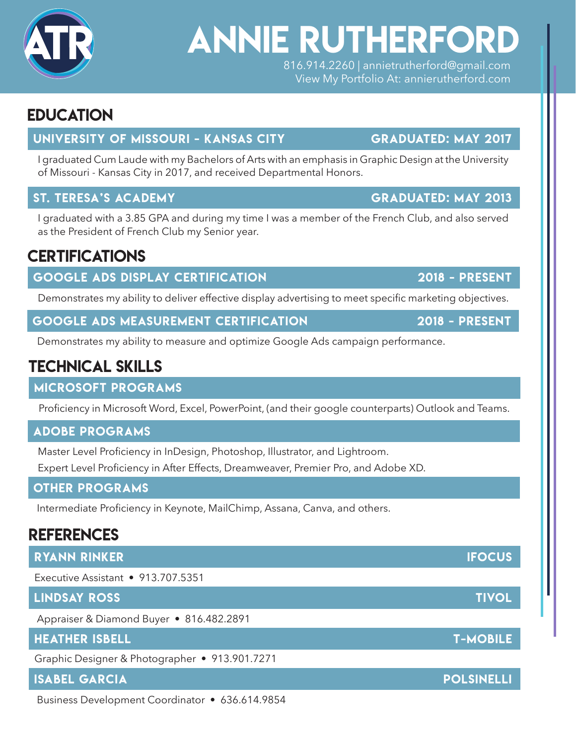# ANNIE RUTHERFORD

816.914.2260 | annietrutherford@gmail.com
View My Portfolio At: annierutherford.com

## EDUCATION

### UNIVERSITY OF MISSOURI - KANSAS CITY — GRADUATED: MAY 2017

I graduated Cum Laude with my Bachelors of Arts with an emphasis in Graphic Design at the University of Missouri - Kansas City in 2017, and received Departmental Honors.

### ST. TERESA'S ACADEMY — GRADUATED: MAY 2013

I graduated with a 3.85 GPA and during my time I was a member of the French Club, and also served as the President of French Club my Senior year.

## CERTIFICATIONS

### GOOGLE ADS DISPLAY CERTIFICATION — 2018 - PRESENT

Demonstrates my ability to deliver effective display advertising to meet specific marketing objectives.

### GOOGLE ADS MEASUREMENT CERTIFICATION — 2018 - PRESENT

Demonstrates my ability to measure and optimize Google Ads campaign performance.

## TECHNICAL SKILLS

### MICROSOFT PROGRAMS

Proficiency in Microsoft Word, Excel, PowerPoint, (and their google counterparts) Outlook and Teams.

### ADOBE PROGRAMS

Master Level Proficiency in InDesign, Photoshop, Illustrator, and Lightroom.

Expert Level Proficiency in After Effects, Dreamweaver, Premier Pro, and Adobe XD.

### OTHER PROGRAMS

Intermediate Proficiency in Keynote, MailChimp, Assana, Canva, and others.

## REFERENCES

### RYANN RINKER — IFOCUS

Executive Assistant • 913.707.5351

### LINDSAY ROSS — TIVOL

Appraiser & Diamond Buyer • 816.482.2891

### HEATHER ISBELL — T-MOBILE

Graphic Designer & Photographer • 913.901.7271

### ISABEL GARCIA — POLSINELLI

Business Development Coordinator • 636.614.9854